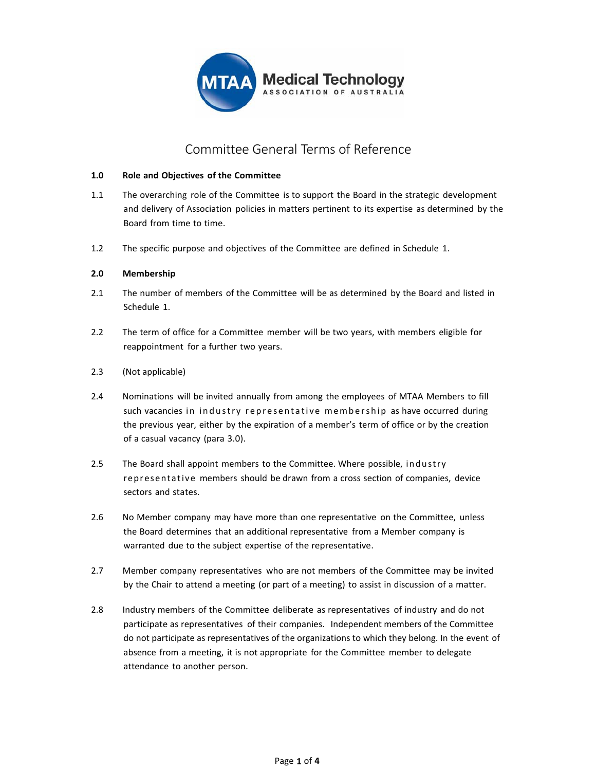# Committee General Terms of Reference

**1.0 Role and Objectives of the Committee**

1.1 The overarching role of the Committee is to support the Board in the strategic development and delivery of Association policies in matters pertinent to its expertise as determined by the Board from time to time.

1.2 The specific purpose and objectives of the Committee are defined in Schedule 1.

**2.0 Membership**

2.1 The number of members of the Committee will be as determined by the Board and listed in Schedule 1.

2.2 The term of office for a Committee member will be two years, with members eligible for reappointment for a further two years.

2.3 (Not applicable)

2.4 Nominations will be invited annually from among the employees of MTAA Members to fill such vacancies in industry representative membership as have occurred during the previous year, either by the expiration of a member's term of office or by the creation of a casual vacancy (para 3.0).

2.5 The Board shall appoint members to the Committee. Where possible, industry representative members should be drawn from a cross section of companies, device sectors and states.

2.6 No Member company may have more than one representative on the Committee, unless the Board determines that an additional representative from a Member company is warranted due to the subject expertise of the representative.

2.7 Member company representatives who are not members of the Committee may be invited by the Chair to attend a meeting (or part of a meeting) to assist in discussion of a matter.

2.8 Industry members of the Committee deliberate as representatives of industry and do not participate as representatives of their companies. Independent members of the Committee do not participate as representatives of the organizations to which they belong. In the event of absence from a meeting, it is not appropriate for the Committee member to delegate attendance to another person.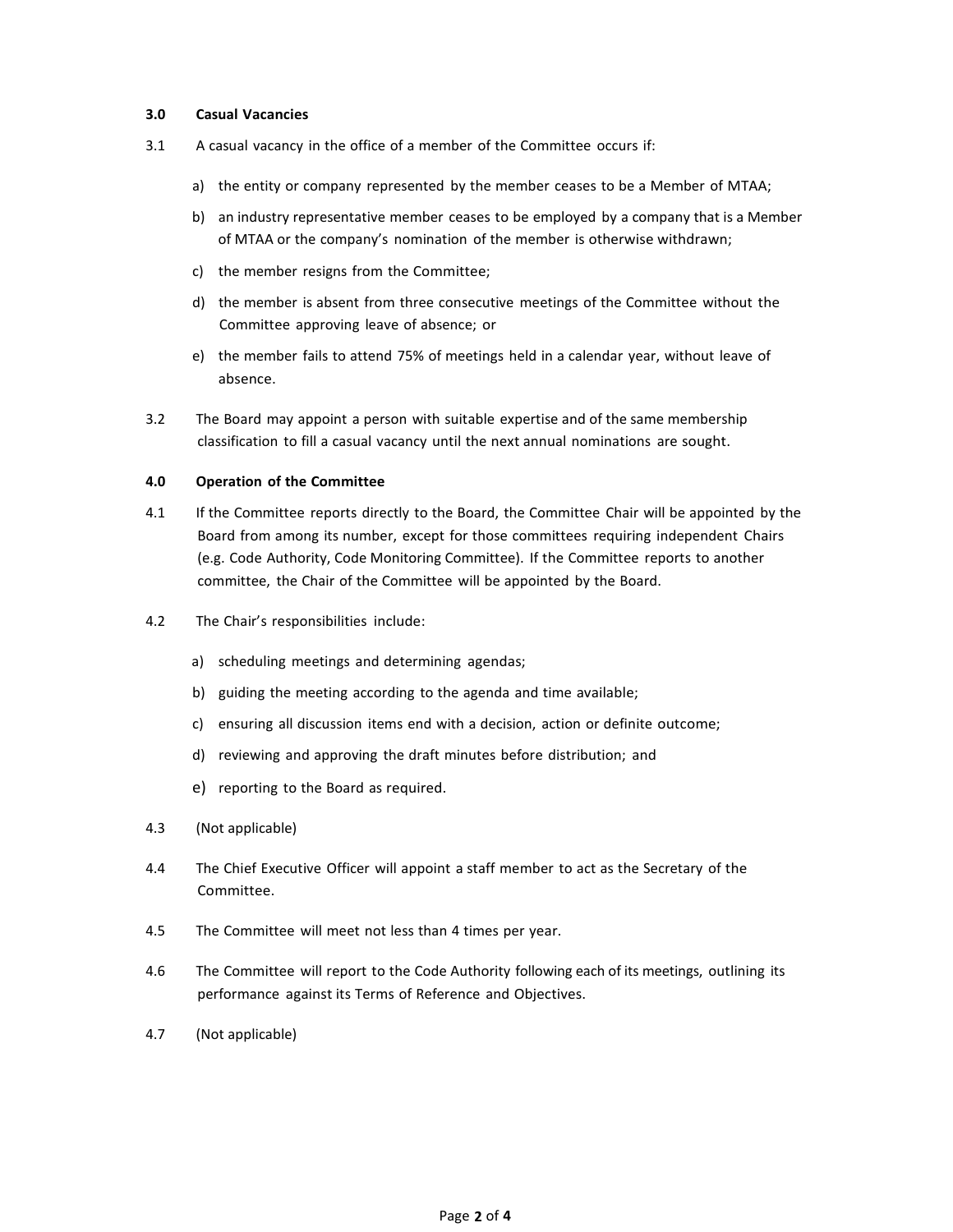## 3.0 Casual Vacancies

3.1 A casual vacancy in the office of a member of the Committee occurs if:

a) the entity or company represented by the member ceases to be a Member of MTAA;

b) an industry representative member ceases to be employed by a company that is a Member of MTAA or the company's nomination of the member is otherwise withdrawn;

c) the member resigns from the Committee;

d) the member is absent from three consecutive meetings of the Committee without the Committee approving leave of absence; or

e) the member fails to attend 75% of meetings held in a calendar year, without leave of absence.

3.2 The Board may appoint a person with suitable expertise and of the same membership classification to fill a casual vacancy until the next annual nominations are sought.

## 4.0 Operation of the Committee

4.1 If the Committee reports directly to the Board, the Committee Chair will be appointed by the Board from among its number, except for those committees requiring independent Chairs (e.g. Code Authority, Code Monitoring Committee). If the Committee reports to another committee, the Chair of the Committee will be appointed by the Board.

4.2 The Chair's responsibilities include:

a) scheduling meetings and determining agendas;

b) guiding the meeting according to the agenda and time available;

c) ensuring all discussion items end with a decision, action or definite outcome;

d) reviewing and approving the draft minutes before distribution; and

e) reporting to the Board as required.

4.3 (Not applicable)

4.4 The Chief Executive Officer will appoint a staff member to act as the Secretary of the Committee.

4.5 The Committee will meet not less than 4 times per year.

4.6 The Committee will report to the Code Authority following each of its meetings, outlining its performance against its Terms of Reference and Objectives.

4.7 (Not applicable)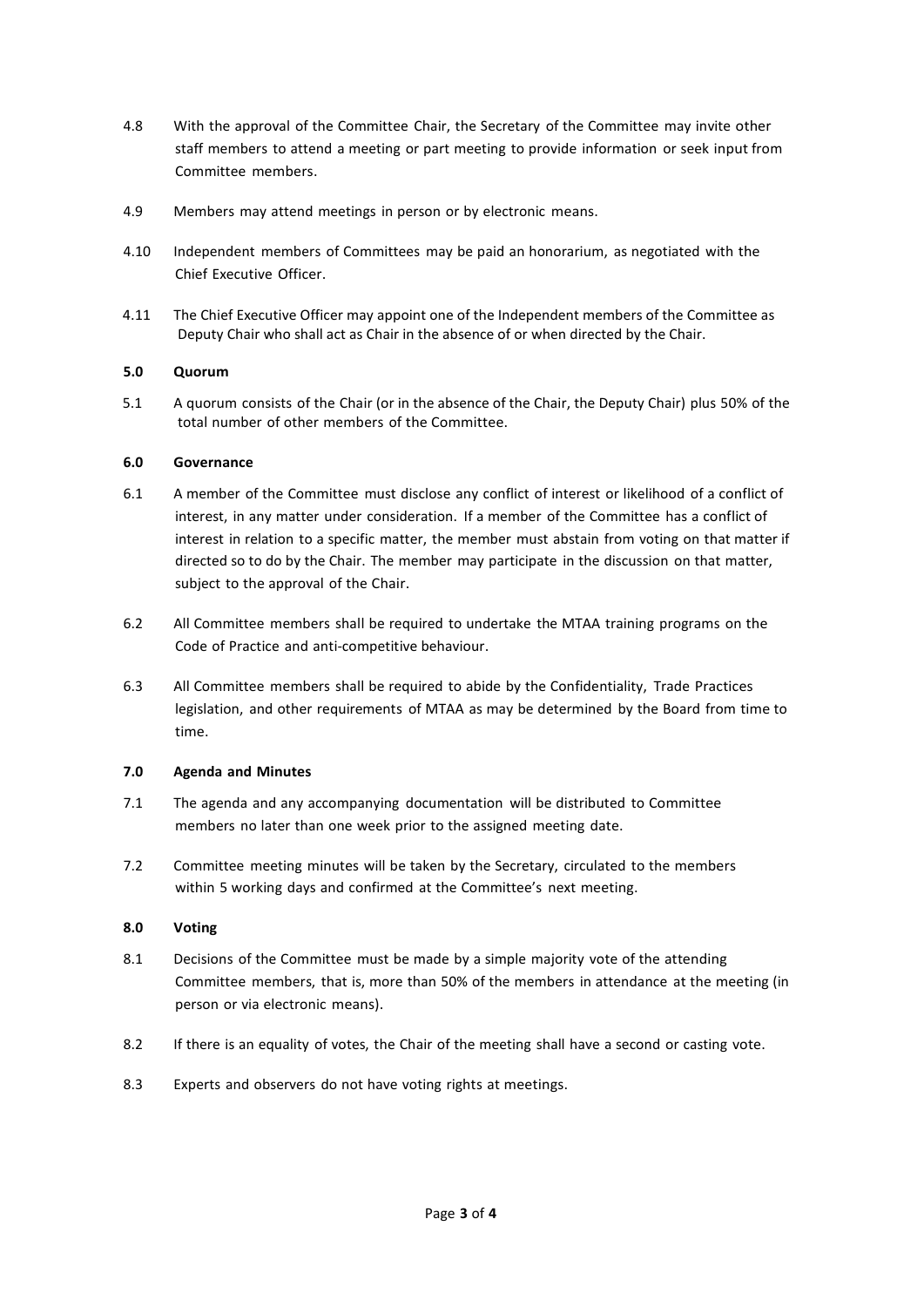4.8 With the approval of the Committee Chair, the Secretary of the Committee may invite other staff members to attend a meeting or part meeting to provide information or seek input from Committee members.

4.9 Members may attend meetings in person or by electronic means.

4.10 Independent members of Committees may be paid an honorarium, as negotiated with the Chief Executive Officer.

4.11 The Chief Executive Officer may appoint one of the Independent members of the Committee as Deputy Chair who shall act as Chair in the absence of or when directed by the Chair.

**5.0 Quorum**

5.1 A quorum consists of the Chair (or in the absence of the Chair, the Deputy Chair) plus 50% of the total number of other members of the Committee.

**6.0 Governance**

6.1 A member of the Committee must disclose any conflict of interest or likelihood of a conflict of interest, in any matter under consideration. If a member of the Committee has a conflict of interest in relation to a specific matter, the member must abstain from voting on that matter if directed so to do by the Chair. The member may participate in the discussion on that matter, subject to the approval of the Chair.

6.2 All Committee members shall be required to undertake the MTAA training programs on the Code of Practice and anti-competitive behaviour.

6.3 All Committee members shall be required to abide by the Confidentiality, Trade Practices legislation, and other requirements of MTAA as may be determined by the Board from time to time.

**7.0 Agenda and Minutes**

7.1 The agenda and any accompanying documentation will be distributed to Committee members no later than one week prior to the assigned meeting date.

7.2 Committee meeting minutes will be taken by the Secretary, circulated to the members within 5 working days and confirmed at the Committee's next meeting.

**8.0 Voting**

8.1 Decisions of the Committee must be made by a simple majority vote of the attending Committee members, that is, more than 50% of the members in attendance at the meeting (in person or via electronic means).

8.2 If there is an equality of votes, the Chair of the meeting shall have a second or casting vote.

8.3 Experts and observers do not have voting rights at meetings.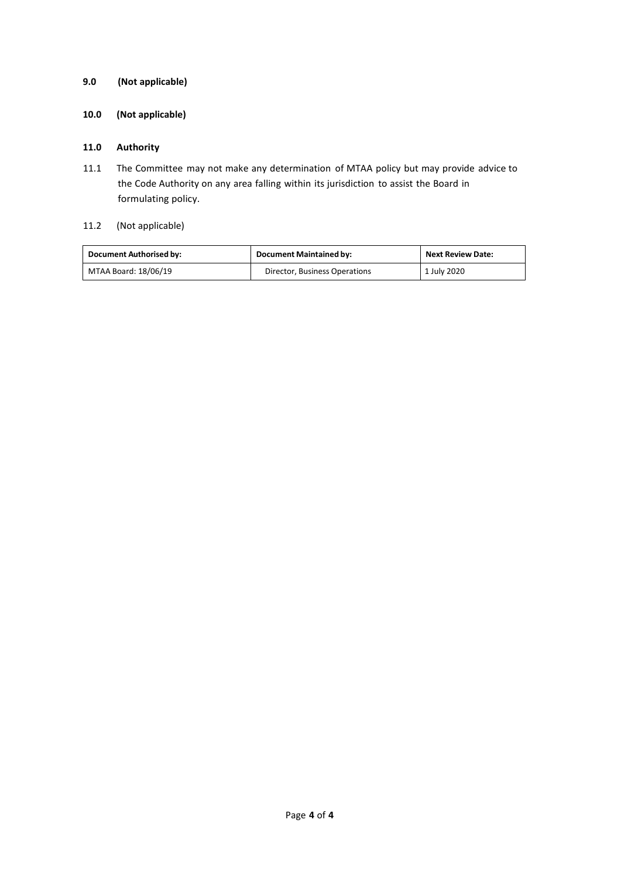## 9.0 (Not applicable)

## 10.0 (Not applicable)

## 11.0 Authority

11.1 The Committee may not make any determination of MTAA policy but may provide advice to the Code Authority on any area falling within its jurisdiction to assist the Board in formulating policy.

11.2 (Not applicable)

| Document Authorised by: | Document Maintained by: | Next Review Date: |
|---|---|---|
| MTAA Board: 18/06/19 | Director, Business Operations | 1 July 2020 |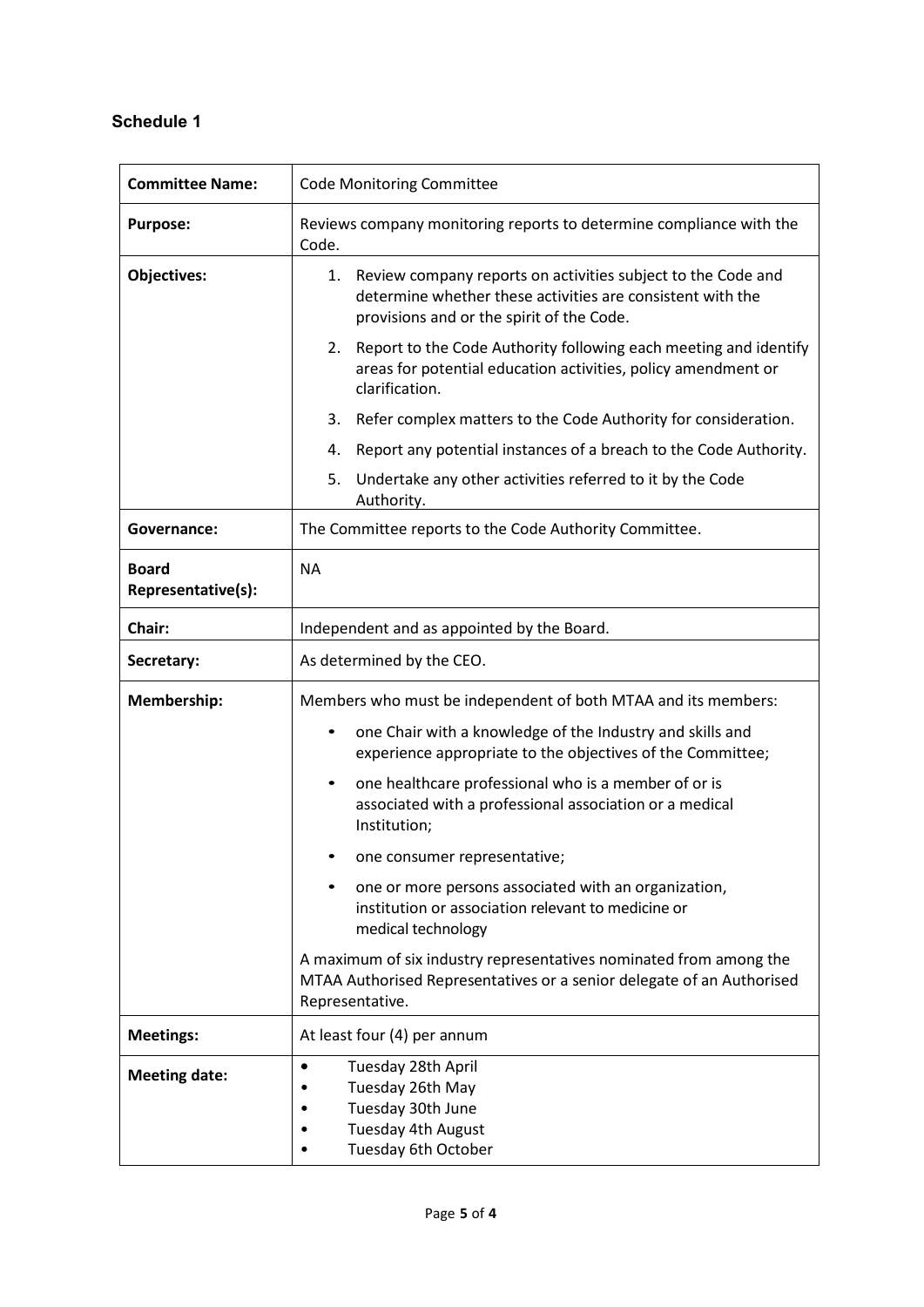## Schedule 1

| | |
|---|---|
| **Committee Name:** | Code Monitoring Committee |
| **Purpose:** | Reviews company monitoring reports to determine compliance with the Code. |
| **Objectives:** | 1. Review company reports on activities subject to the Code and determine whether these activities are consistent with the provisions and or the spirit of the Code.<br>2. Report to the Code Authority following each meeting and identify areas for potential education activities, policy amendment or clarification.<br>3. Refer complex matters to the Code Authority for consideration.<br>4. Report any potential instances of a breach to the Code Authority.<br>5. Undertake any other activities referred to it by the Code Authority. |
| **Governance:** | The Committee reports to the Code Authority Committee. |
| **Board Representative(s):** | NA |
| **Chair:** | Independent and as appointed by the Board. |
| **Secretary:** | As determined by the CEO. |
| **Membership:** | Members who must be independent of both MTAA and its members:<br>• one Chair with a knowledge of the Industry and skills and experience appropriate to the objectives of the Committee;<br>• one healthcare professional who is a member of or is associated with a professional association or a medical Institution;<br>• one consumer representative;<br>• one or more persons associated with an organization, institution or association relevant to medicine or medical technology<br><br>A maximum of six industry representatives nominated from among the MTAA Authorised Representatives or a senior delegate of an Authorised Representative. |
| **Meetings:** | At least four (4) per annum |
| **Meeting date:** | • Tuesday 28th April<br>• Tuesday 26th May<br>• Tuesday 30th June<br>• Tuesday 4th August<br>• Tuesday 6th October |